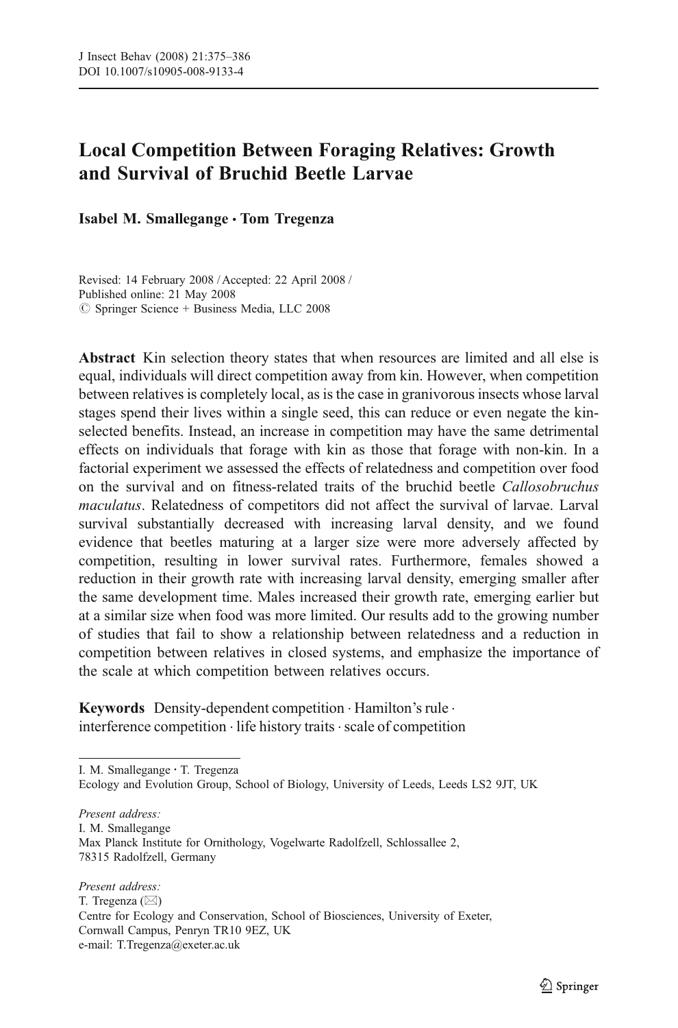# Local Competition Between Foraging Relatives: Growth and Survival of Bruchid Beetle Larvae

**Isabel M. Smallegange · Tom Tregenza**

Revised: 14 February 2008 / Accepted: 22 April 2008 /
Published online: 21 May 2008
© Springer Science + Business Media, LLC 2008

**Abstract** Kin selection theory states that when resources are limited and all else is equal, individuals will direct competition away from kin. However, when competition between relatives is completely local, as is the case in granivorous insects whose larval stages spend their lives within a single seed, this can reduce or even negate the kin-selected benefits. Instead, an increase in competition may have the same detrimental effects on individuals that forage with kin as those that forage with non-kin. In a factorial experiment we assessed the effects of relatedness and competition over food on the survival and on fitness-related traits of the bruchid beetle *Callosobruchus maculatus*. Relatedness of competitors did not affect the survival of larvae. Larval survival substantially decreased with increasing larval density, and we found evidence that beetles maturing at a larger size were more adversely affected by competition, resulting in lower survival rates. Furthermore, females showed a reduction in their growth rate with increasing larval density, emerging smaller after the same development time. Males increased their growth rate, emerging earlier but at a similar size when food was more limited. Our results add to the growing number of studies that fail to show a relationship between relatedness and a reduction in competition between relatives in closed systems, and emphasize the importance of the scale at which competition between relatives occurs.

**Keywords** Density-dependent competition · Hamilton's rule · interference competition · life history traits · scale of competition

---

I. M. Smallegange · T. Tregenza
Ecology and Evolution Group, School of Biology, University of Leeds, Leeds LS2 9JT, UK

*Present address:*
I. M. Smallegange
Max Planck Institute for Ornithology, Vogelwarte Radolfzell, Schlossallee 2, 78315 Radolfzell, Germany

*Present address:*
T. Tregenza (✉)
Centre for Ecology and Conservation, School of Biosciences, University of Exeter, Cornwall Campus, Penryn TR10 9EZ, UK
e-mail: T.Tregenza@exeter.ac.uk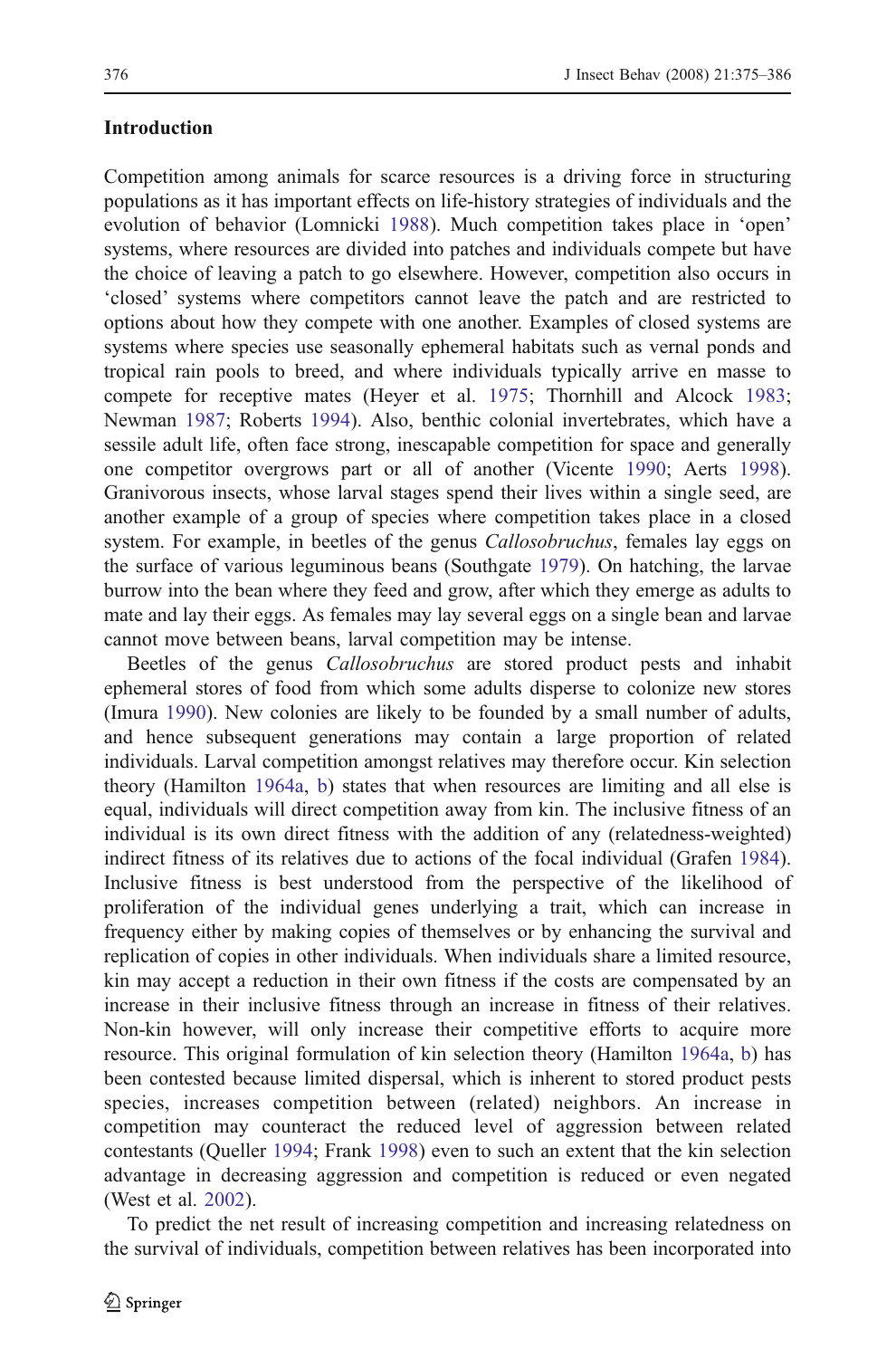## Introduction

Competition among animals for scarce resources is a driving force in structuring populations as it has important effects on life-history strategies of individuals and the evolution of behavior (Lomnicki 1988). Much competition takes place in 'open' systems, where resources are divided into patches and individuals compete but have the choice of leaving a patch to go elsewhere. However, competition also occurs in 'closed' systems where competitors cannot leave the patch and are restricted to options about how they compete with one another. Examples of closed systems are systems where species use seasonally ephemeral habitats such as vernal ponds and tropical rain pools to breed, and where individuals typically arrive en masse to compete for receptive mates (Heyer et al. 1975; Thornhill and Alcock 1983; Newman 1987; Roberts 1994). Also, benthic colonial invertebrates, which have a sessile adult life, often face strong, inescapable competition for space and generally one competitor overgrows part or all of another (Vicente 1990; Aerts 1998). Granivorous insects, whose larval stages spend their lives within a single seed, are another example of a group of species where competition takes place in a closed system. For example, in beetles of the genus *Callosobruchus*, females lay eggs on the surface of various leguminous beans (Southgate 1979). On hatching, the larvae burrow into the bean where they feed and grow, after which they emerge as adults to mate and lay their eggs. As females may lay several eggs on a single bean and larvae cannot move between beans, larval competition may be intense.

Beetles of the genus *Callosobruchus* are stored product pests and inhabit ephemeral stores of food from which some adults disperse to colonize new stores (Imura 1990). New colonies are likely to be founded by a small number of adults, and hence subsequent generations may contain a large proportion of related individuals. Larval competition amongst relatives may therefore occur. Kin selection theory (Hamilton 1964a, b) states that when resources are limiting and all else is equal, individuals will direct competition away from kin. The inclusive fitness of an individual is its own direct fitness with the addition of any (relatedness-weighted) indirect fitness of its relatives due to actions of the focal individual (Grafen 1984). Inclusive fitness is best understood from the perspective of the likelihood of proliferation of the individual genes underlying a trait, which can increase in frequency either by making copies of themselves or by enhancing the survival and replication of copies in other individuals. When individuals share a limited resource, kin may accept a reduction in their own fitness if the costs are compensated by an increase in their inclusive fitness through an increase in fitness of their relatives. Non-kin however, will only increase their competitive efforts to acquire more resource. This original formulation of kin selection theory (Hamilton 1964a, b) has been contested because limited dispersal, which is inherent to stored product pests species, increases competition between (related) neighbors. An increase in competition may counteract the reduced level of aggression between related contestants (Queller 1994; Frank 1998) even to such an extent that the kin selection advantage in decreasing aggression and competition is reduced or even negated (West et al. 2002).

To predict the net result of increasing competition and increasing relatedness on the survival of individuals, competition between relatives has been incorporated into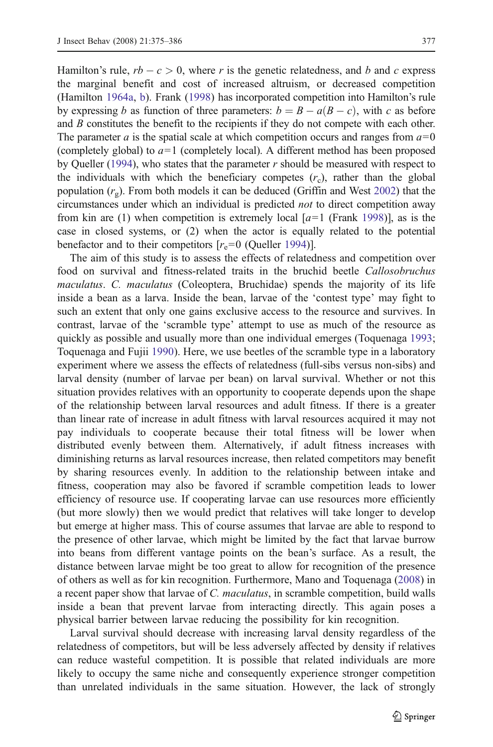Hamilton's rule, $rb - c > 0$, where $r$ is the genetic relatedness, and $b$ and $c$ express the marginal benefit and cost of increased altruism, or decreased competition (Hamilton 1964a, b). Frank (1998) has incorporated competition into Hamilton's rule by expressing $b$ as function of three parameters: $b = B - a(B - c)$, with $c$ as before and $B$ constitutes the benefit to the recipients if they do not compete with each other. The parameter $a$ is the spatial scale at which competition occurs and ranges from $a=0$ (completely global) to $a=1$ (completely local). A different method has been proposed by Queller (1994), who states that the parameter $r$ should be measured with respect to the individuals with which the beneficiary competes ($r_c$), rather than the global population ($r_g$). From both models it can be deduced (Griffin and West 2002) that the circumstances under which an individual is predicted *not* to direct competition away from kin are (1) when competition is extremely local [$a=1$ (Frank 1998)], as is the case in closed systems, or (2) when the actor is equally related to the potential benefactor and to their competitors [$r_e=0$ (Queller 1994)].

The aim of this study is to assess the effects of relatedness and competition over food on survival and fitness-related traits in the bruchid beetle *Callosobruchus maculatus*. *C. maculatus* (Coleoptera, Bruchidae) spends the majority of its life inside a bean as a larva. Inside the bean, larvae of the 'contest type' may fight to such an extent that only one gains exclusive access to the resource and survives. In contrast, larvae of the 'scramble type' attempt to use as much of the resource as quickly as possible and usually more than one individual emerges (Toquenaga 1993; Toquenaga and Fujii 1990). Here, we use beetles of the scramble type in a laboratory experiment where we assess the effects of relatedness (full-sibs versus non-sibs) and larval density (number of larvae per bean) on larval survival. Whether or not this situation provides relatives with an opportunity to cooperate depends upon the shape of the relationship between larval resources and adult fitness. If there is a greater than linear rate of increase in adult fitness with larval resources acquired it may not pay individuals to cooperate because their total fitness will be lower when distributed evenly between them. Alternatively, if adult fitness increases with diminishing returns as larval resources increase, then related competitors may benefit by sharing resources evenly. In addition to the relationship between intake and fitness, cooperation may also be favored if scramble competition leads to lower efficiency of resource use. If cooperating larvae can use resources more efficiently (but more slowly) then we would predict that relatives will take longer to develop but emerge at higher mass. This of course assumes that larvae are able to respond to the presence of other larvae, which might be limited by the fact that larvae burrow into beans from different vantage points on the bean's surface. As a result, the distance between larvae might be too great to allow for recognition of the presence of others as well as for kin recognition. Furthermore, Mano and Toquenaga (2008) in a recent paper show that larvae of *C. maculatus*, in scramble competition, build walls inside a bean that prevent larvae from interacting directly. This again poses a physical barrier between larvae reducing the possibility for kin recognition.

Larval survival should decrease with increasing larval density regardless of the relatedness of competitors, but will be less adversely affected by density if relatives can reduce wasteful competition. It is possible that related individuals are more likely to occupy the same niche and consequently experience stronger competition than unrelated individuals in the same situation. However, the lack of strongly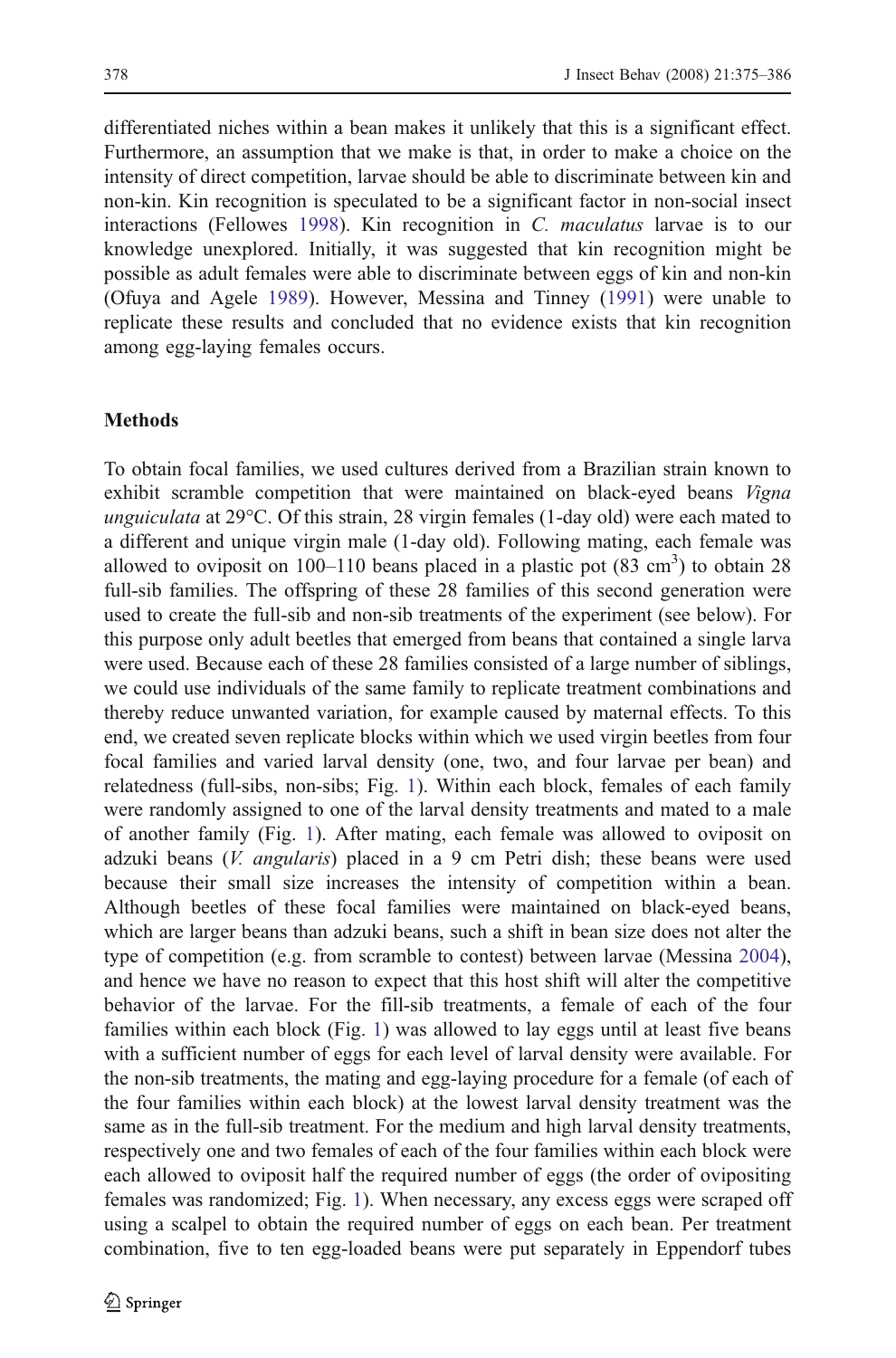differentiated niches within a bean makes it unlikely that this is a significant effect. Furthermore, an assumption that we make is that, in order to make a choice on the intensity of direct competition, larvae should be able to discriminate between kin and non-kin. Kin recognition is speculated to be a significant factor in non-social insect interactions (Fellowes 1998). Kin recognition in *C. maculatus* larvae is to our knowledge unexplored. Initially, it was suggested that kin recognition might be possible as adult females were able to discriminate between eggs of kin and non-kin (Ofuya and Agele 1989). However, Messina and Tinney (1991) were unable to replicate these results and concluded that no evidence exists that kin recognition among egg-laying females occurs.

## Methods

To obtain focal families, we used cultures derived from a Brazilian strain known to exhibit scramble competition that were maintained on black-eyed beans *Vigna unguiculata* at 29°C. Of this strain, 28 virgin females (1-day old) were each mated to a different and unique virgin male (1-day old). Following mating, each female was allowed to oviposit on 100–110 beans placed in a plastic pot (83 cm$^3$) to obtain 28 full-sib families. The offspring of these 28 families of this second generation were used to create the full-sib and non-sib treatments of the experiment (see below). For this purpose only adult beetles that emerged from beans that contained a single larva were used. Because each of these 28 families consisted of a large number of siblings, we could use individuals of the same family to replicate treatment combinations and thereby reduce unwanted variation, for example caused by maternal effects. To this end, we created seven replicate blocks within which we used virgin beetles from four focal families and varied larval density (one, two, and four larvae per bean) and relatedness (full-sibs, non-sibs; Fig. 1). Within each block, females of each family were randomly assigned to one of the larval density treatments and mated to a male of another family (Fig. 1). After mating, each female was allowed to oviposit on adzuki beans (*V. angularis*) placed in a 9 cm Petri dish; these beans were used because their small size increases the intensity of competition within a bean. Although beetles of these focal families were maintained on black-eyed beans, which are larger beans than adzuki beans, such a shift in bean size does not alter the type of competition (e.g. from scramble to contest) between larvae (Messina 2004), and hence we have no reason to expect that this host shift will alter the competitive behavior of the larvae. For the fill-sib treatments, a female of each of the four families within each block (Fig. 1) was allowed to lay eggs until at least five beans with a sufficient number of eggs for each level of larval density were available. For the non-sib treatments, the mating and egg-laying procedure for a female (of each of the four families within each block) at the lowest larval density treatment was the same as in the full-sib treatment. For the medium and high larval density treatments, respectively one and two females of each of the four families within each block were each allowed to oviposit half the required number of eggs (the order of ovipositing females was randomized; Fig. 1). When necessary, any excess eggs were scraped off using a scalpel to obtain the required number of eggs on each bean. Per treatment combination, five to ten egg-loaded beans were put separately in Eppendorf tubes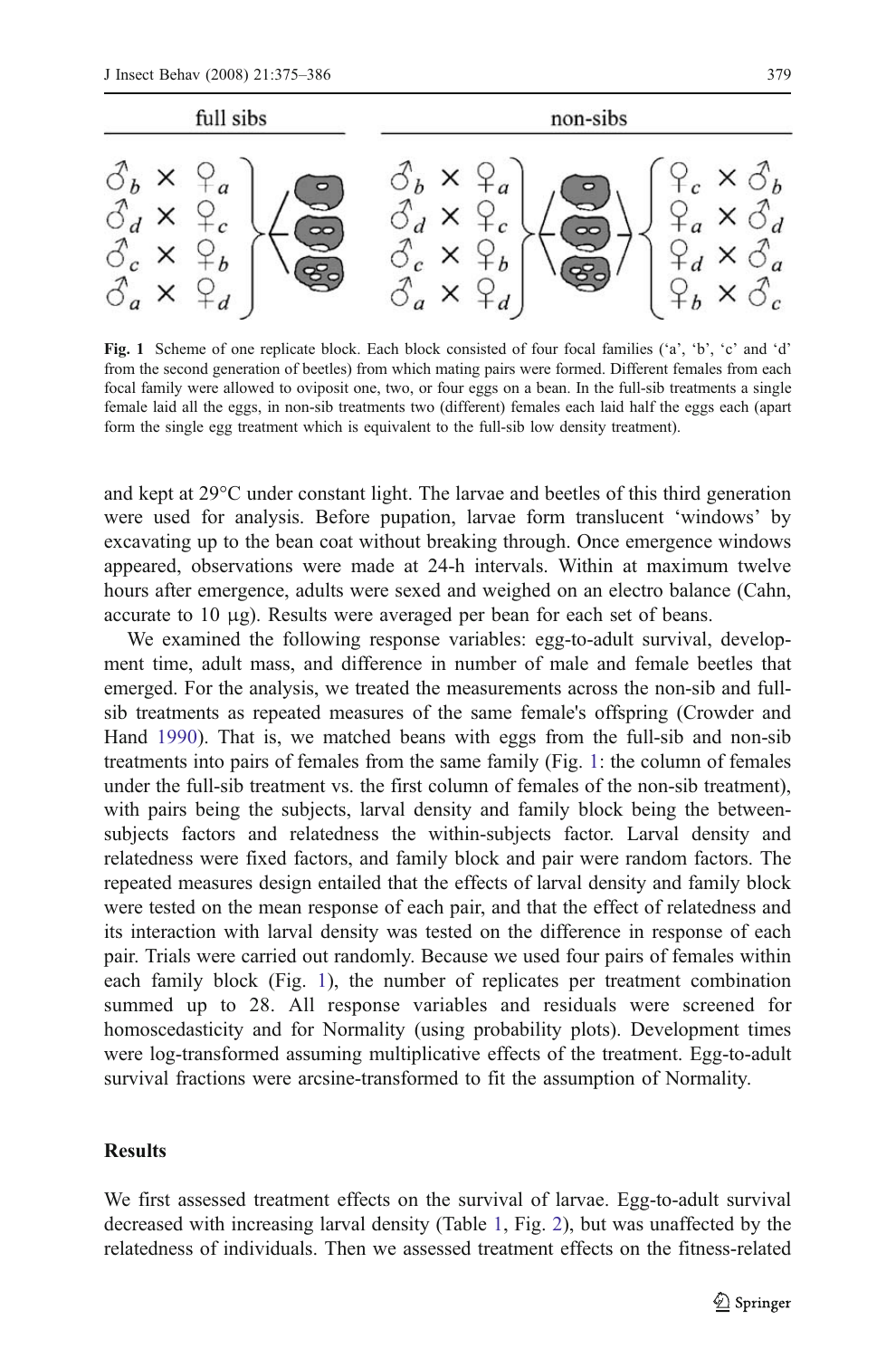**Fig. 1** Scheme of one replicate block. Each block consisted of four focal families ('a', 'b', 'c' and 'd' from the second generation of beetles) from which mating pairs were formed. Different females from each focal family were allowed to oviposit one, two, or four eggs on a bean. In the full-sib treatments a single female laid all the eggs, in non-sib treatments two (different) females each laid half the eggs each (apart form the single egg treatment which is equivalent to the full-sib low density treatment).

and kept at 29°C under constant light. The larvae and beetles of this third generation were used for analysis. Before pupation, larvae form translucent 'windows' by excavating up to the bean coat without breaking through. Once emergence windows appeared, observations were made at 24-h intervals. Within at maximum twelve hours after emergence, adults were sexed and weighed on an electro balance (Cahn, accurate to 10 μg). Results were averaged per bean for each set of beans.

We examined the following response variables: egg-to-adult survival, development time, adult mass, and difference in number of male and female beetles that emerged. For the analysis, we treated the measurements across the non-sib and full-sib treatments as repeated measures of the same female's offspring (Crowder and Hand 1990). That is, we matched beans with eggs from the full-sib and non-sib treatments into pairs of females from the same family (Fig. 1: the column of females under the full-sib treatment vs. the first column of females of the non-sib treatment), with pairs being the subjects, larval density and family block being the between-subjects factors and relatedness the within-subjects factor. Larval density and relatedness were fixed factors, and family block and pair were random factors. The repeated measures design entailed that the effects of larval density and family block were tested on the mean response of each pair, and that the effect of relatedness and its interaction with larval density was tested on the difference in response of each pair. Trials were carried out randomly. Because we used four pairs of females within each family block (Fig. 1), the number of replicates per treatment combination summed up to 28. All response variables and residuals were screened for homoscedasticity and for Normality (using probability plots). Development times were log-transformed assuming multiplicative effects of the treatment. Egg-to-adult survival fractions were arcsine-transformed to fit the assumption of Normality.

## Results

We first assessed treatment effects on the survival of larvae. Egg-to-adult survival decreased with increasing larval density (Table 1, Fig. 2), but was unaffected by the relatedness of individuals. Then we assessed treatment effects on the fitness-related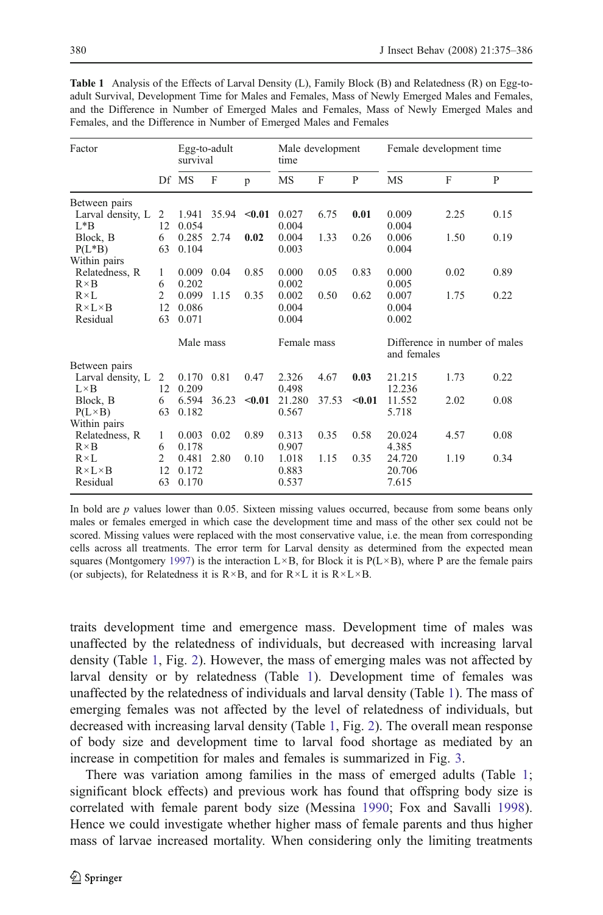**Table 1** Analysis of the Effects of Larval Density (L), Family Block (B) and Relatedness (R) on Egg-to-adult Survival, Development Time for Males and Females, Mass of Newly Emerged Males and Females, and the Difference in Number of Emerged Males and Females, Mass of Newly Emerged Males and Females, and the Difference in Number of Emerged Males and Females

| Factor | | Egg-to-adult survival | | | Male development time | | | Female development time | | |
|---|---|---|---|---|---|---|---|---|---|---|
| | Df | MS | F | p | MS | F | P | MS | F | P |
| Between pairs | | | | | | | | | | |
| Larval density, L | 2 | 1.941 | 35.94 | **<0.01** | 0.027 | 6.75 | **0.01** | 0.009 | 2.25 | 0.15 |
| L*B | 12 | 0.054 | | | 0.004 | | | 0.004 | | |
| Block, B | 6 | 0.285 | 2.74 | **0.02** | 0.004 | 1.33 | 0.26 | 0.006 | 1.50 | 0.19 |
| P(L*B) | 63 | 0.104 | | | 0.003 | | | 0.004 | | |
| Within pairs | | | | | | | | | | |
| Relatedness, R | 1 | 0.009 | 0.04 | 0.85 | 0.000 | 0.05 | 0.83 | 0.000 | 0.02 | 0.89 |
| R×B | 6 | 0.202 | | | 0.002 | | | 0.005 | | |
| R×L | 2 | 0.099 | 1.15 | 0.35 | 0.002 | 0.50 | 0.62 | 0.007 | 1.75 | 0.22 |
| R×L×B | 12 | 0.086 | | | 0.004 | | | 0.004 | | |
| Residual | 63 | 0.071 | | | 0.004 | | | 0.002 | | |
| | | Male mass | | | Female mass | | | Difference in number of males and females | | |
| Between pairs | | | | | | | | | | |
| Larval density, L | 2 | 0.170 | 0.81 | 0.47 | 2.326 | 4.67 | **0.03** | 21.215 | 1.73 | 0.22 |
| L×B | 12 | 0.209 | | | 0.498 | | | 12.236 | | |
| Block, B | 6 | 6.594 | 36.23 | **<0.01** | 21.280 | 37.53 | **<0.01** | 11.552 | 2.02 | 0.08 |
| P(L×B) | 63 | 0.182 | | | 0.567 | | | 5.718 | | |
| Within pairs | | | | | | | | | | |
| Relatedness, R | 1 | 0.003 | 0.02 | 0.89 | 0.313 | 0.35 | 0.58 | 20.024 | 4.57 | 0.08 |
| R×B | 6 | 0.178 | | | 0.907 | | | 4.385 | | |
| R×L | 2 | 0.481 | 2.80 | 0.10 | 1.018 | 1.15 | 0.35 | 24.720 | 1.19 | 0.34 |
| R×L×B | 12 | 0.172 | | | 0.883 | | | 20.706 | | |
| Residual | 63 | 0.170 | | | 0.537 | | | 7.615 | | |

In bold are *p* values lower than 0.05. Sixteen missing values occurred, because from some beans only males or females emerged in which case the development time and mass of the other sex could not be scored. Missing values were replaced with the most conservative value, i.e. the mean from corresponding cells across all treatments. The error term for Larval density as determined from the expected mean squares (Montgomery 1997) is the interaction L×B, for Block it is P(L×B), where P are the female pairs (or subjects), for Relatedness it is R×B, and for R×L it is R×L×B.

traits development time and emergence mass. Development time of males was unaffected by the relatedness of individuals, but decreased with increasing larval density (Table 1, Fig. 2). However, the mass of emerging males was not affected by larval density or by relatedness (Table 1). Development time of females was unaffected by the relatedness of individuals and larval density (Table 1). The mass of emerging females was not affected by the level of relatedness of individuals, but decreased with increasing larval density (Table 1, Fig. 2). The overall mean response of body size and development time to larval food shortage as mediated by an increase in competition for males and females is summarized in Fig. 3.

There was variation among families in the mass of emerged adults (Table 1; significant block effects) and previous work has found that offspring body size is correlated with female parent body size (Messina 1990; Fox and Savalli 1998). Hence we could investigate whether higher mass of female parents and thus higher mass of larvae increased mortality. When considering only the limiting treatments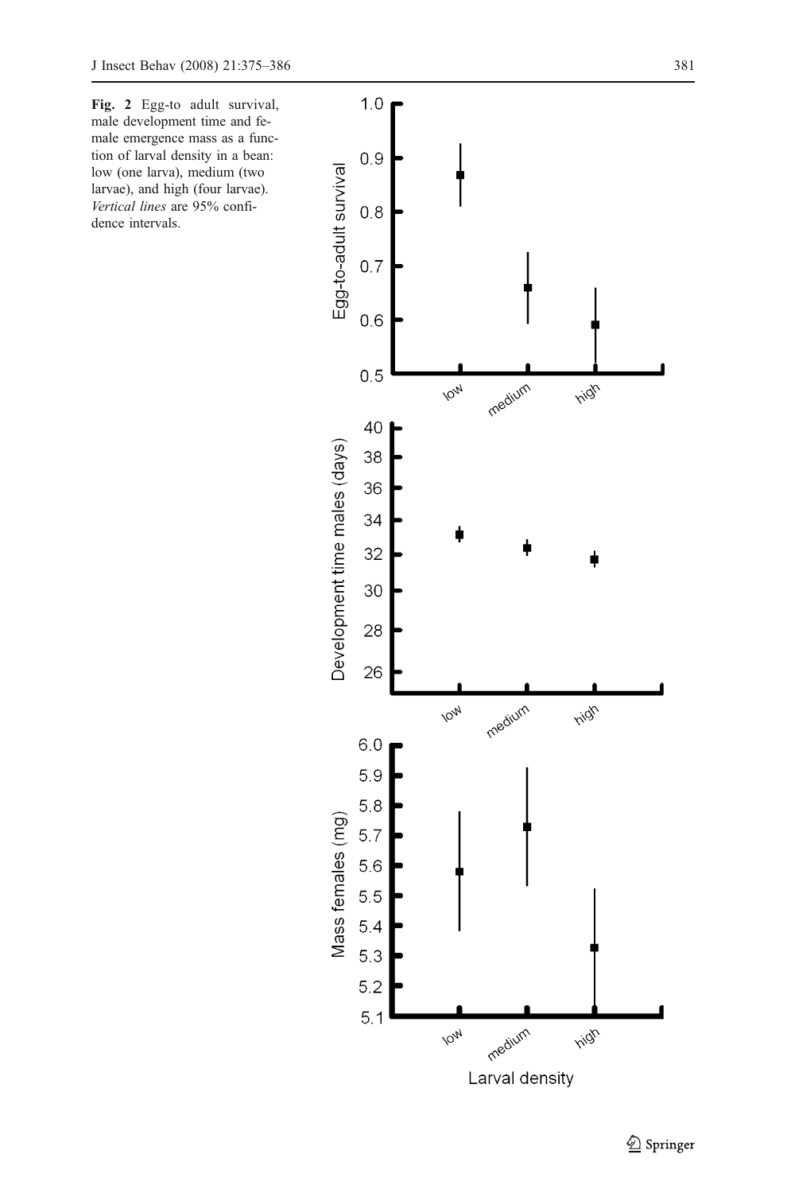**Fig. 2** Egg-to adult survival, male development time and female emergence mass as a function of larval density in a bean: low (one larva), medium (two larvae), and high (four larvae). *Vertical lines* are 95% confidence intervals.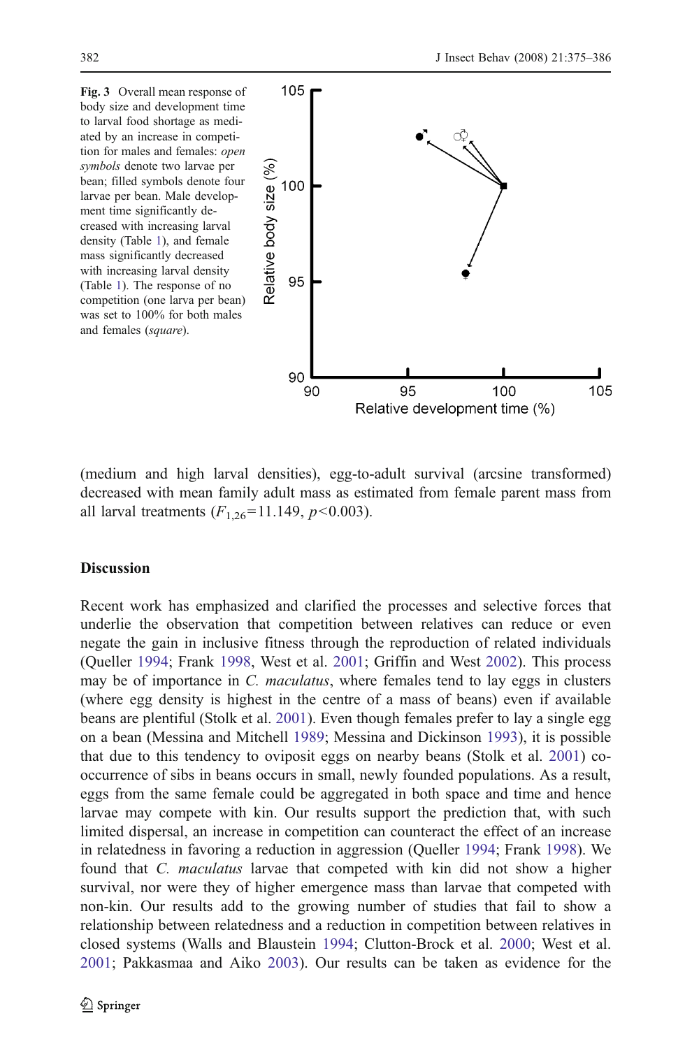**Fig. 3** Overall mean response of body size and development time to larval food shortage as mediated by an increase in competition for males and females: *open symbols* denote two larvae per bean; filled symbols denote four larvae per bean. Male development time significantly decreased with increasing larval density (Table 1), and female mass significantly decreased with increasing larval density (Table 1). The response of no competition (one larva per bean) was set to 100% for both males and females (*square*).

(medium and high larval densities), egg-to-adult survival (arcsine transformed) decreased with mean family adult mass as estimated from female parent mass from all larval treatments ($F_{1,26}=11.149$, $p<0.003$).

## Discussion

Recent work has emphasized and clarified the processes and selective forces that underlie the observation that competition between relatives can reduce or even negate the gain in inclusive fitness through the reproduction of related individuals (Queller 1994; Frank 1998, West et al. 2001; Griffin and West 2002). This process may be of importance in *C. maculatus*, where females tend to lay eggs in clusters (where egg density is highest in the centre of a mass of beans) even if available beans are plentiful (Stolk et al. 2001). Even though females prefer to lay a single egg on a bean (Messina and Mitchell 1989; Messina and Dickinson 1993), it is possible that due to this tendency to oviposit eggs on nearby beans (Stolk et al. 2001) co-occurrence of sibs in beans occurs in small, newly founded populations. As a result, eggs from the same female could be aggregated in both space and time and hence larvae may compete with kin. Our results support the prediction that, with such limited dispersal, an increase in competition can counteract the effect of an increase in relatedness in favoring a reduction in aggression (Queller 1994; Frank 1998). We found that *C. maculatus* larvae that competed with kin did not show a higher survival, nor were they of higher emergence mass than larvae that competed with non-kin. Our results add to the growing number of studies that fail to show a relationship between relatedness and a reduction in competition between relatives in closed systems (Walls and Blaustein 1994; Clutton-Brock et al. 2000; West et al. 2001; Pakkasmaa and Aiko 2003). Our results can be taken as evidence for the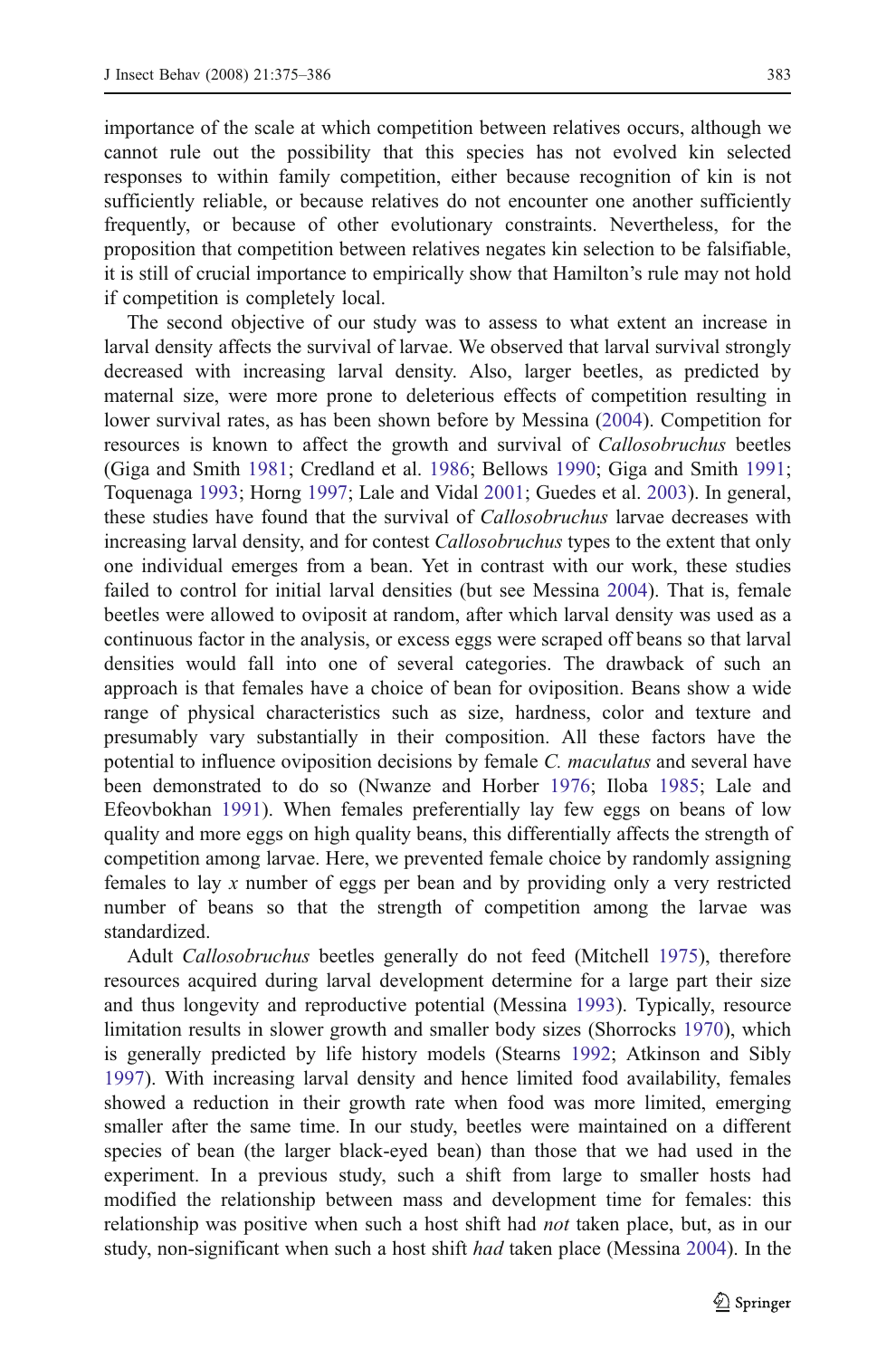importance of the scale at which competition between relatives occurs, although we cannot rule out the possibility that this species has not evolved kin selected responses to within family competition, either because recognition of kin is not sufficiently reliable, or because relatives do not encounter one another sufficiently frequently, or because of other evolutionary constraints. Nevertheless, for the proposition that competition between relatives negates kin selection to be falsifiable, it is still of crucial importance to empirically show that Hamilton's rule may not hold if competition is completely local.

The second objective of our study was to assess to what extent an increase in larval density affects the survival of larvae. We observed that larval survival strongly decreased with increasing larval density. Also, larger beetles, as predicted by maternal size, were more prone to deleterious effects of competition resulting in lower survival rates, as has been shown before by Messina (2004). Competition for resources is known to affect the growth and survival of *Callosobruchus* beetles (Giga and Smith 1981; Credland et al. 1986; Bellows 1990; Giga and Smith 1991; Toquenaga 1993; Horng 1997; Lale and Vidal 2001; Guedes et al. 2003). In general, these studies have found that the survival of *Callosobruchus* larvae decreases with increasing larval density, and for contest *Callosobruchus* types to the extent that only one individual emerges from a bean. Yet in contrast with our work, these studies failed to control for initial larval densities (but see Messina 2004). That is, female beetles were allowed to oviposit at random, after which larval density was used as a continuous factor in the analysis, or excess eggs were scraped off beans so that larval densities would fall into one of several categories. The drawback of such an approach is that females have a choice of bean for oviposition. Beans show a wide range of physical characteristics such as size, hardness, color and texture and presumably vary substantially in their composition. All these factors have the potential to influence oviposition decisions by female *C. maculatus* and several have been demonstrated to do so (Nwanze and Horber 1976; Iloba 1985; Lale and Efeovbokhan 1991). When females preferentially lay few eggs on beans of low quality and more eggs on high quality beans, this differentially affects the strength of competition among larvae. Here, we prevented female choice by randomly assigning females to lay *x* number of eggs per bean and by providing only a very restricted number of beans so that the strength of competition among the larvae was standardized.

Adult *Callosobruchus* beetles generally do not feed (Mitchell 1975), therefore resources acquired during larval development determine for a large part their size and thus longevity and reproductive potential (Messina 1993). Typically, resource limitation results in slower growth and smaller body sizes (Shorrocks 1970), which is generally predicted by life history models (Stearns 1992; Atkinson and Sibly 1997). With increasing larval density and hence limited food availability, females showed a reduction in their growth rate when food was more limited, emerging smaller after the same time. In our study, beetles were maintained on a different species of bean (the larger black-eyed bean) than those that we had used in the experiment. In a previous study, such a shift from large to smaller hosts had modified the relationship between mass and development time for females: this relationship was positive when such a host shift had *not* taken place, but, as in our study, non-significant when such a host shift *had* taken place (Messina 2004). In the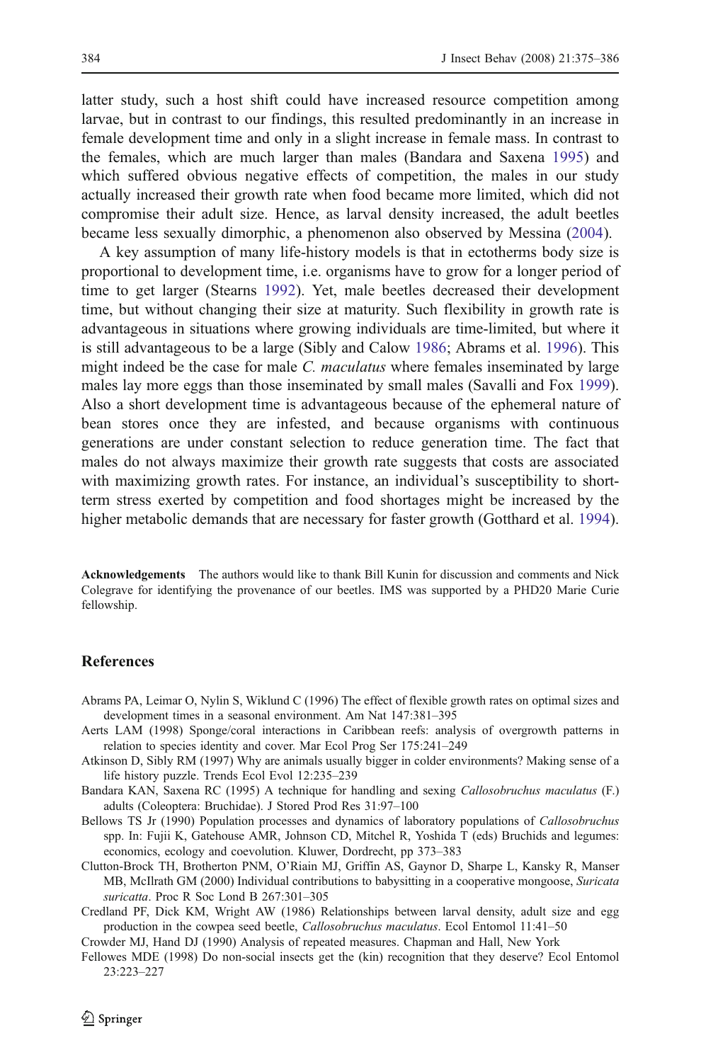latter study, such a host shift could have increased resource competition among larvae, but in contrast to our findings, this resulted predominantly in an increase in female development time and only in a slight increase in female mass. In contrast to the females, which are much larger than males (Bandara and Saxena 1995) and which suffered obvious negative effects of competition, the males in our study actually increased their growth rate when food became more limited, which did not compromise their adult size. Hence, as larval density increased, the adult beetles became less sexually dimorphic, a phenomenon also observed by Messina (2004).

A key assumption of many life-history models is that in ectotherms body size is proportional to development time, i.e. organisms have to grow for a longer period of time to get larger (Stearns 1992). Yet, male beetles decreased their development time, but without changing their size at maturity. Such flexibility in growth rate is advantageous in situations where growing individuals are time-limited, but where it is still advantageous to be a large (Sibly and Calow 1986; Abrams et al. 1996). This might indeed be the case for male *C. maculatus* where females inseminated by large males lay more eggs than those inseminated by small males (Savalli and Fox 1999). Also a short development time is advantageous because of the ephemeral nature of bean stores once they are infested, and because organisms with continuous generations are under constant selection to reduce generation time. The fact that males do not always maximize their growth rate suggests that costs are associated with maximizing growth rates. For instance, an individual's susceptibility to short-term stress exerted by competition and food shortages might be increased by the higher metabolic demands that are necessary for faster growth (Gotthard et al. 1994).

**Acknowledgements** The authors would like to thank Bill Kunin for discussion and comments and Nick Colegrave for identifying the provenance of our beetles. IMS was supported by a PHD20 Marie Curie fellowship.

## References

Abrams PA, Leimar O, Nylin S, Wiklund C (1996) The effect of flexible growth rates on optimal sizes and development times in a seasonal environment. Am Nat 147:381–395

Aerts LAM (1998) Sponge/coral interactions in Caribbean reefs: analysis of overgrowth patterns in relation to species identity and cover. Mar Ecol Prog Ser 175:241–249

Atkinson D, Sibly RM (1997) Why are animals usually bigger in colder environments? Making sense of a life history puzzle. Trends Ecol Evol 12:235–239

Bandara KAN, Saxena RC (1995) A technique for handling and sexing *Callosobruchus maculatus* (F.) adults (Coleoptera: Bruchidae). J Stored Prod Res 31:97–100

Bellows TS Jr (1990) Population processes and dynamics of laboratory populations of *Callosobruchus* spp. In: Fujii K, Gatehouse AMR, Johnson CD, Mitchel R, Yoshida T (eds) Bruchids and legumes: economics, ecology and coevolution. Kluwer, Dordrecht, pp 373–383

Clutton-Brock TH, Brotherton PNM, O'Riain MJ, Griffin AS, Gaynor D, Sharpe L, Kansky R, Manser MB, McIlrath GM (2000) Individual contributions to babysitting in a cooperative mongoose, *Suricata suricatta*. Proc R Soc Lond B 267:301–305

Credland PF, Dick KM, Wright AW (1986) Relationships between larval density, adult size and egg production in the cowpea seed beetle, *Callosobruchus maculatus*. Ecol Entomol 11:41–50

Crowder MJ, Hand DJ (1990) Analysis of repeated measures. Chapman and Hall, New York

Fellowes MDE (1998) Do non-social insects get the (kin) recognition that they deserve? Ecol Entomol 23:223–227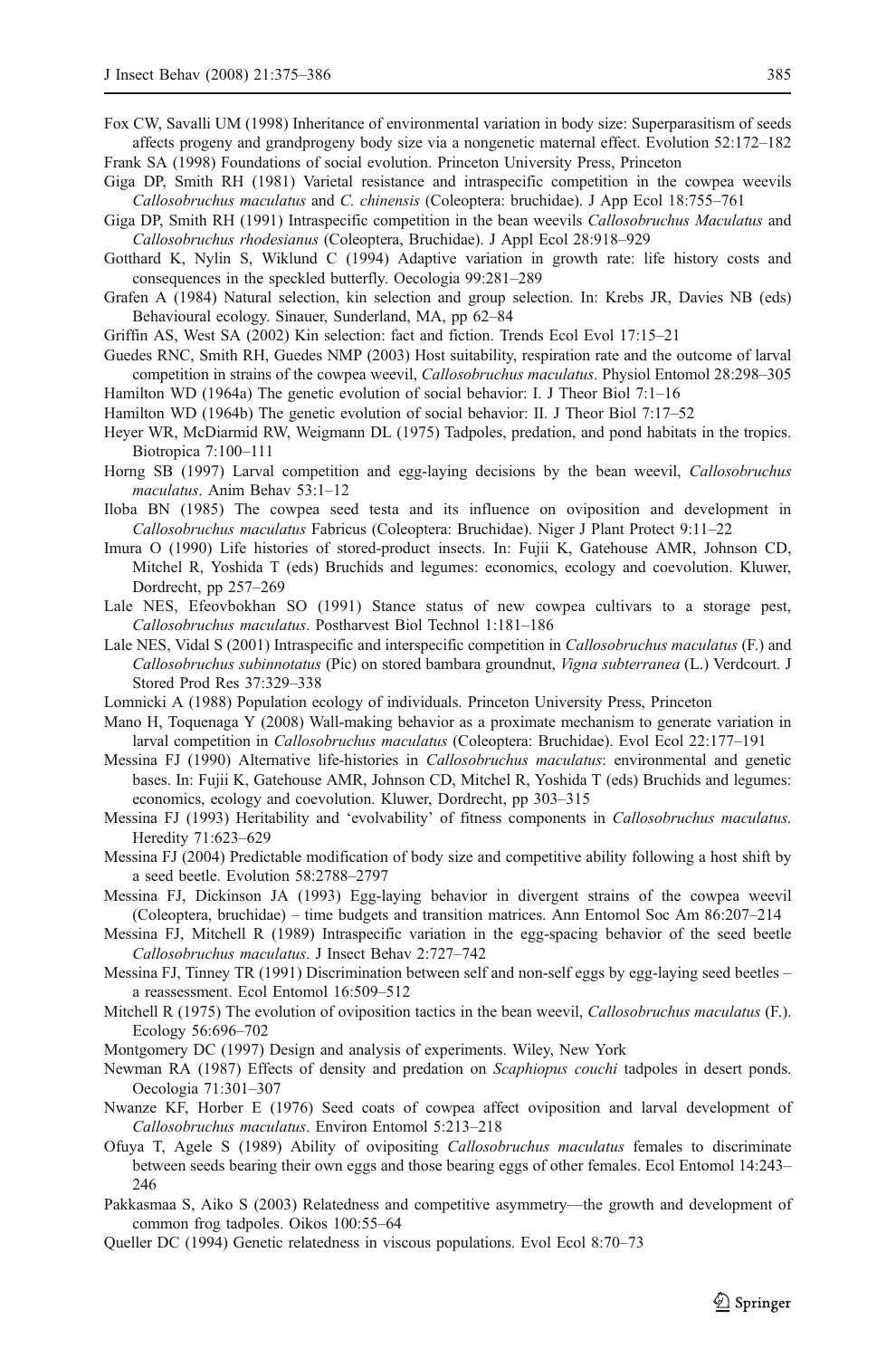Fox CW, Savalli UM (1998) Inheritance of environmental variation in body size: Superparasitism of seeds affects progeny and grandprogeny body size via a nongenetic maternal effect. Evolution 52:172–182

Frank SA (1998) Foundations of social evolution. Princeton University Press, Princeton

Giga DP, Smith RH (1981) Varietal resistance and intraspecific competition in the cowpea weevils *Callosobruchus maculatus* and *C. chinensis* (Coleoptera: bruchidae). J App Ecol 18:755–761

Giga DP, Smith RH (1991) Intraspecific competition in the bean weevils *Callosobruchus Maculatus* and *Callosobruchus rhodesianus* (Coleoptera, Bruchidae). J Appl Ecol 28:918–929

Gotthard K, Nylin S, Wiklund C (1994) Adaptive variation in growth rate: life history costs and consequences in the speckled butterfly. Oecologia 99:281–289

Grafen A (1984) Natural selection, kin selection and group selection. In: Krebs JR, Davies NB (eds) Behavioural ecology. Sinauer, Sunderland, MA, pp 62–84

Griffin AS, West SA (2002) Kin selection: fact and fiction. Trends Ecol Evol 17:15–21

Guedes RNC, Smith RH, Guedes NMP (2003) Host suitability, respiration rate and the outcome of larval competition in strains of the cowpea weevil, *Callosobruchus maculatus*. Physiol Entomol 28:298–305

Hamilton WD (1964a) The genetic evolution of social behavior: I. J Theor Biol 7:1–16

Hamilton WD (1964b) The genetic evolution of social behavior: II. J Theor Biol 7:17–52

Heyer WR, McDiarmid RW, Weigmann DL (1975) Tadpoles, predation, and pond habitats in the tropics. Biotropica 7:100–111

Horng SB (1997) Larval competition and egg-laying decisions by the bean weevil, *Callosobruchus maculatus*. Anim Behav 53:1–12

Iloba BN (1985) The cowpea seed testa and its influence on oviposition and development in *Callosobruchus maculatus* Fabricus (Coleoptera: Bruchidae). Niger J Plant Protect 9:11–22

Imura O (1990) Life histories of stored-product insects. In: Fujii K, Gatehouse AMR, Johnson CD, Mitchel R, Yoshida T (eds) Bruchids and legumes: economics, ecology and coevolution. Kluwer, Dordrecht, pp 257–269

Lale NES, Efeovbokhan SO (1991) Stance status of new cowpea cultivars to a storage pest, *Callosobruchus maculatus*. Postharvest Biol Technol 1:181–186

Lale NES, Vidal S (2001) Intraspecific and interspecific competition in *Callosobruchus maculatus* (F.) and *Callosobruchus subinnotatus* (Pic) on stored bambara groundnut, *Vigna subterranea* (L.) Verdcourt. J Stored Prod Res 37:329–338

Lomnicki A (1988) Population ecology of individuals. Princeton University Press, Princeton

Mano H, Toquenaga Y (2008) Wall-making behavior as a proximate mechanism to generate variation in larval competition in *Callosobruchus maculatus* (Coleoptera: Bruchidae). Evol Ecol 22:177–191

Messina FJ (1990) Alternative life-histories in *Callosobruchus maculatus*: environmental and genetic bases. In: Fujii K, Gatehouse AMR, Johnson CD, Mitchel R, Yoshida T (eds) Bruchids and legumes: economics, ecology and coevolution. Kluwer, Dordrecht, pp 303–315

Messina FJ (1993) Heritability and 'evolvability' of fitness components in *Callosobruchus maculatus*. Heredity 71:623–629

Messina FJ (2004) Predictable modification of body size and competitive ability following a host shift by a seed beetle. Evolution 58:2788–2797

Messina FJ, Dickinson JA (1993) Egg-laying behavior in divergent strains of the cowpea weevil (Coleoptera, bruchidae) – time budgets and transition matrices. Ann Entomol Soc Am 86:207–214

Messina FJ, Mitchell R (1989) Intraspecific variation in the egg-spacing behavior of the seed beetle *Callosobruchus maculatus*. J Insect Behav 2:727–742

Messina FJ, Tinney TR (1991) Discrimination between self and non-self eggs by egg-laying seed beetles – a reassessment. Ecol Entomol 16:509–512

Mitchell R (1975) The evolution of oviposition tactics in the bean weevil, *Callosobruchus maculatus* (F.). Ecology 56:696–702

Montgomery DC (1997) Design and analysis of experiments. Wiley, New York

Newman RA (1987) Effects of density and predation on *Scaphiopus couchi* tadpoles in desert ponds. Oecologia 71:301–307

Nwanze KF, Horber E (1976) Seed coats of cowpea affect oviposition and larval development of *Callosobruchus maculatus*. Environ Entomol 5:213–218

Ofuya T, Agele S (1989) Ability of ovipositing *Callosobruchus maculatus* females to discriminate between seeds bearing their own eggs and those bearing eggs of other females. Ecol Entomol 14:243–246

Pakkasmaa S, Aiko S (2003) Relatedness and competitive asymmetry—the growth and development of common frog tadpoles. Oikos 100:55–64

Queller DC (1994) Genetic relatedness in viscous populations. Evol Ecol 8:70–73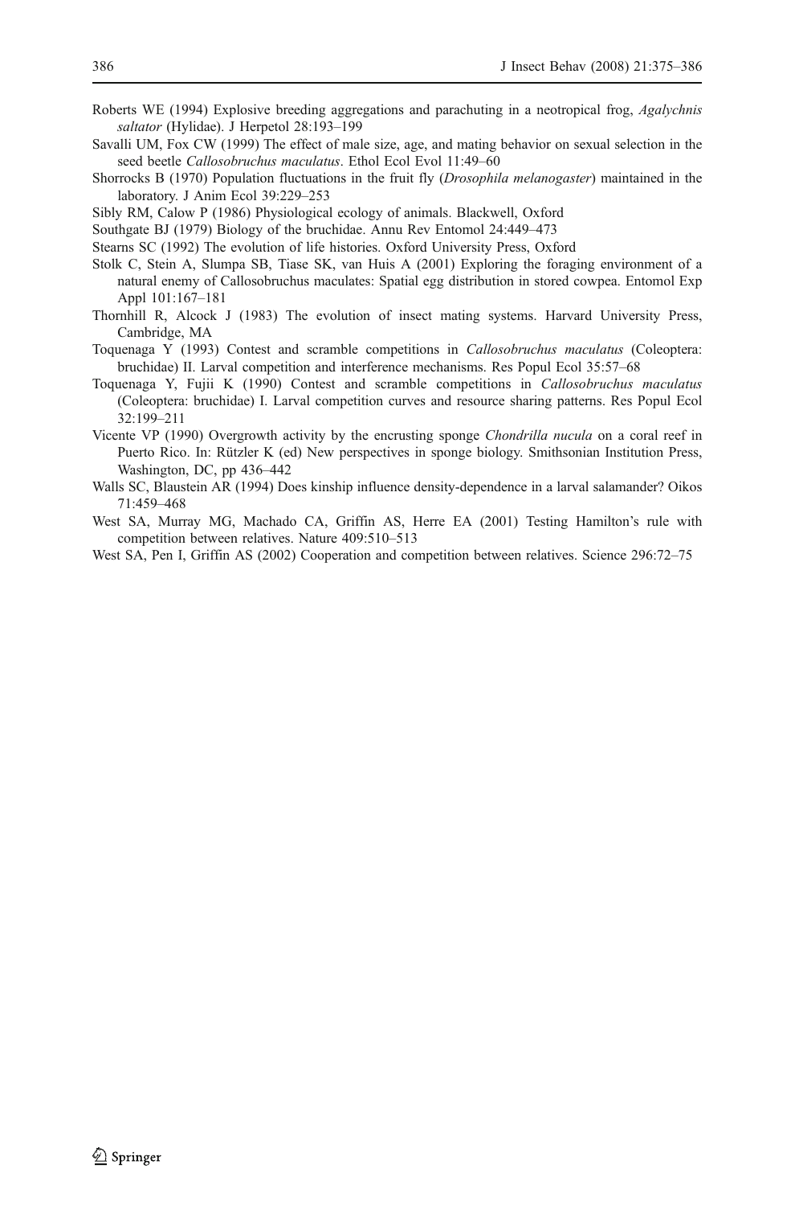Roberts WE (1994) Explosive breeding aggregations and parachuting in a neotropical frog, *Agalychnis saltator* (Hylidae). J Herpetol 28:193–199

Savalli UM, Fox CW (1999) The effect of male size, age, and mating behavior on sexual selection in the seed beetle *Callosobruchus maculatus*. Ethol Ecol Evol 11:49–60

Shorrocks B (1970) Population fluctuations in the fruit fly (*Drosophila melanogaster*) maintained in the laboratory. J Anim Ecol 39:229–253

Sibly RM, Calow P (1986) Physiological ecology of animals. Blackwell, Oxford

Southgate BJ (1979) Biology of the bruchidae. Annu Rev Entomol 24:449–473

Stearns SC (1992) The evolution of life histories. Oxford University Press, Oxford

Stolk C, Stein A, Slumpa SB, Tiase SK, van Huis A (2001) Exploring the foraging environment of a natural enemy of Callosobruchus maculates: Spatial egg distribution in stored cowpea. Entomol Exp Appl 101:167–181

Thornhill R, Alcock J (1983) The evolution of insect mating systems. Harvard University Press, Cambridge, MA

Toquenaga Y (1993) Contest and scramble competitions in *Callosobruchus maculatus* (Coleoptera: bruchidae) II. Larval competition and interference mechanisms. Res Popul Ecol 35:57–68

Toquenaga Y, Fujii K (1990) Contest and scramble competitions in *Callosobruchus maculatus* (Coleoptera: bruchidae) I. Larval competition curves and resource sharing patterns. Res Popul Ecol 32:199–211

Vicente VP (1990) Overgrowth activity by the encrusting sponge *Chondrilla nucula* on a coral reef in Puerto Rico. In: Rützler K (ed) New perspectives in sponge biology. Smithsonian Institution Press, Washington, DC, pp 436–442

Walls SC, Blaustein AR (1994) Does kinship influence density-dependence in a larval salamander? Oikos 71:459–468

West SA, Murray MG, Machado CA, Griffin AS, Herre EA (2001) Testing Hamilton's rule with competition between relatives. Nature 409:510–513

West SA, Pen I, Griffin AS (2002) Cooperation and competition between relatives. Science 296:72–75